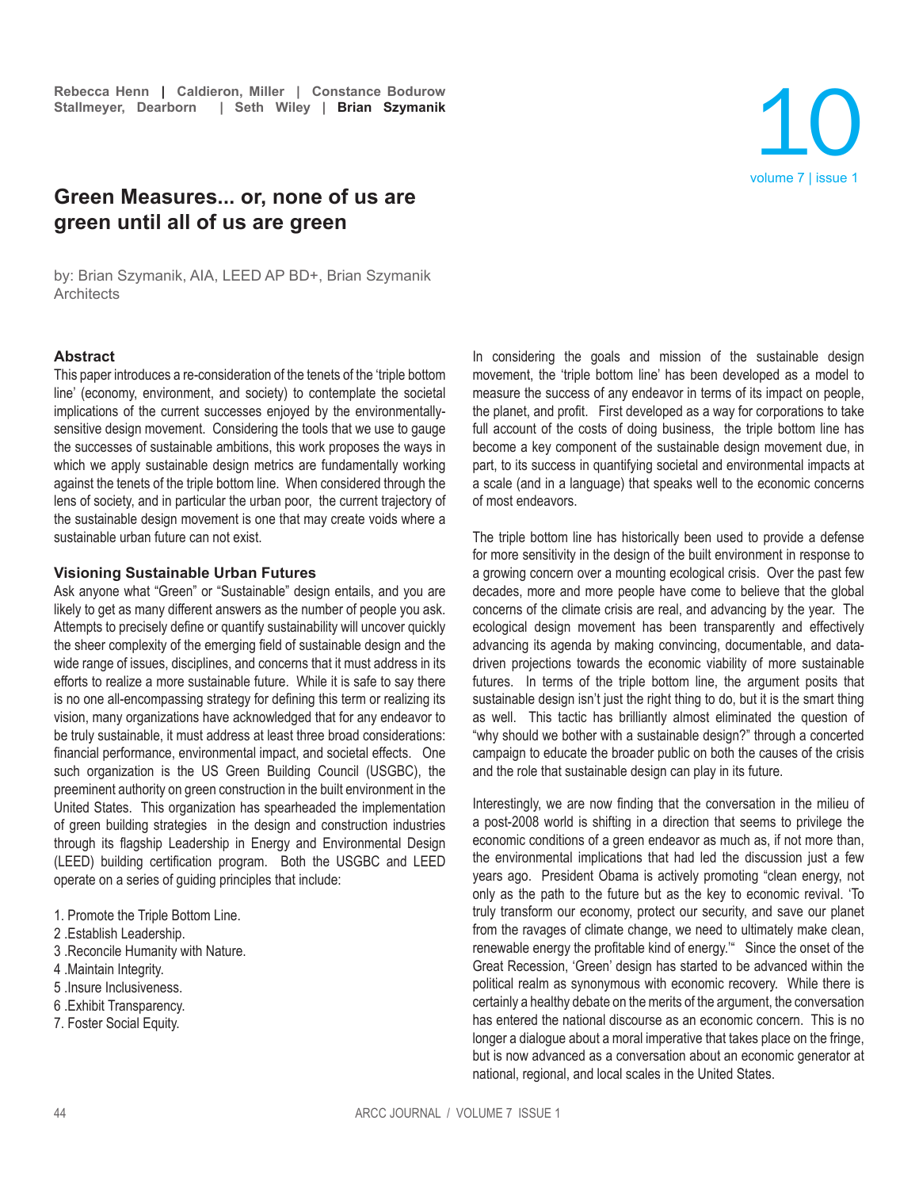# Green Measures... or, none of us are green until all of us are green

by: Brian Szymanik, AIA, LEED AP BD+, Brian Szymanik Architects

## Abstract

This paper introduces a re-consideration of the tenets of the 'triple bottom line' (economy, environment, and society) to contemplate the societal implications of the current successes enjoyed by the environmentally-sensitive design movement. Considering the tools that we use to gauge the successes of sustainable ambitions, this work proposes the ways in which we apply sustainable design metrics are fundamentally working against the tenets of the triple bottom line. When considered through the lens of society, and in particular the urban poor, the current trajectory of the sustainable design movement is one that may create voids where a sustainable urban future can not exist.

## Visioning Sustainable Urban Futures

Ask anyone what "Green" or "Sustainable" design entails, and you are likely to get as many different answers as the number of people you ask. Attempts to precisely define or quantify sustainability will uncover quickly the sheer complexity of the emerging field of sustainable design and the wide range of issues, disciplines, and concerns that it must address in its efforts to realize a more sustainable future. While it is safe to say there is no one all-encompassing strategy for defining this term or realizing its vision, many organizations have acknowledged that for any endeavor to be truly sustainable, it must address at least three broad considerations: financial performance, environmental impact, and societal effects. One such organization is the US Green Building Council (USGBC), the preeminent authority on green construction in the built environment in the United States. This organization has spearheaded the implementation of green building strategies in the design and construction industries through its flagship Leadership in Energy and Environmental Design (LEED) building certification program. Both the USGBC and LEED operate on a series of guiding principles that include:

1. Promote the Triple Bottom Line.
2. Establish Leadership.
3. Reconcile Humanity with Nature.
4. Maintain Integrity.
5. Insure Inclusiveness.
6. Exhibit Transparency.
7. Foster Social Equity.

In considering the goals and mission of the sustainable design movement, the 'triple bottom line' has been developed as a model to measure the success of any endeavor in terms of its impact on people, the planet, and profit. First developed as a way for corporations to take full account of the costs of doing business, the triple bottom line has become a key component of the sustainable design movement due, in part, to its success in quantifying societal and environmental impacts at a scale (and in a language) that speaks well to the economic concerns of most endeavors.

The triple bottom line has historically been used to provide a defense for more sensitivity in the design of the built environment in response to a growing concern over a mounting ecological crisis. Over the past few decades, more and more people have come to believe that the global concerns of the climate crisis are real, and advancing by the year. The ecological design movement has been transparently and effectively advancing its agenda by making convincing, documentable, and data-driven projections towards the economic viability of more sustainable futures. In terms of the triple bottom line, the argument posits that sustainable design isn't just the right thing to do, but it is the smart thing as well. This tactic has brilliantly almost eliminated the question of "why should we bother with a sustainable design?" through a concerted campaign to educate the broader public on both the causes of the crisis and the role that sustainable design can play in its future.

Interestingly, we are now finding that the conversation in the milieu of a post-2008 world is shifting in a direction that seems to privilege the economic conditions of a green endeavor as much as, if not more than, the environmental implications that had led the discussion just a few years ago. President Obama is actively promoting "clean energy, not only as the path to the future but as the key to economic revival. 'To truly transform our economy, protect our security, and save our planet from the ravages of climate change, we need to ultimately make clean, renewable energy the profitable kind of energy.'" Since the onset of the Great Recession, 'Green' design has started to be advanced within the political realm as synonymous with economic recovery. While there is certainly a healthy debate on the merits of the argument, the conversation has entered the national discourse as an economic concern. This is no longer a dialogue about a moral imperative that takes place on the fringe, but is now advanced as a conversation about an economic generator at national, regional, and local scales in the United States.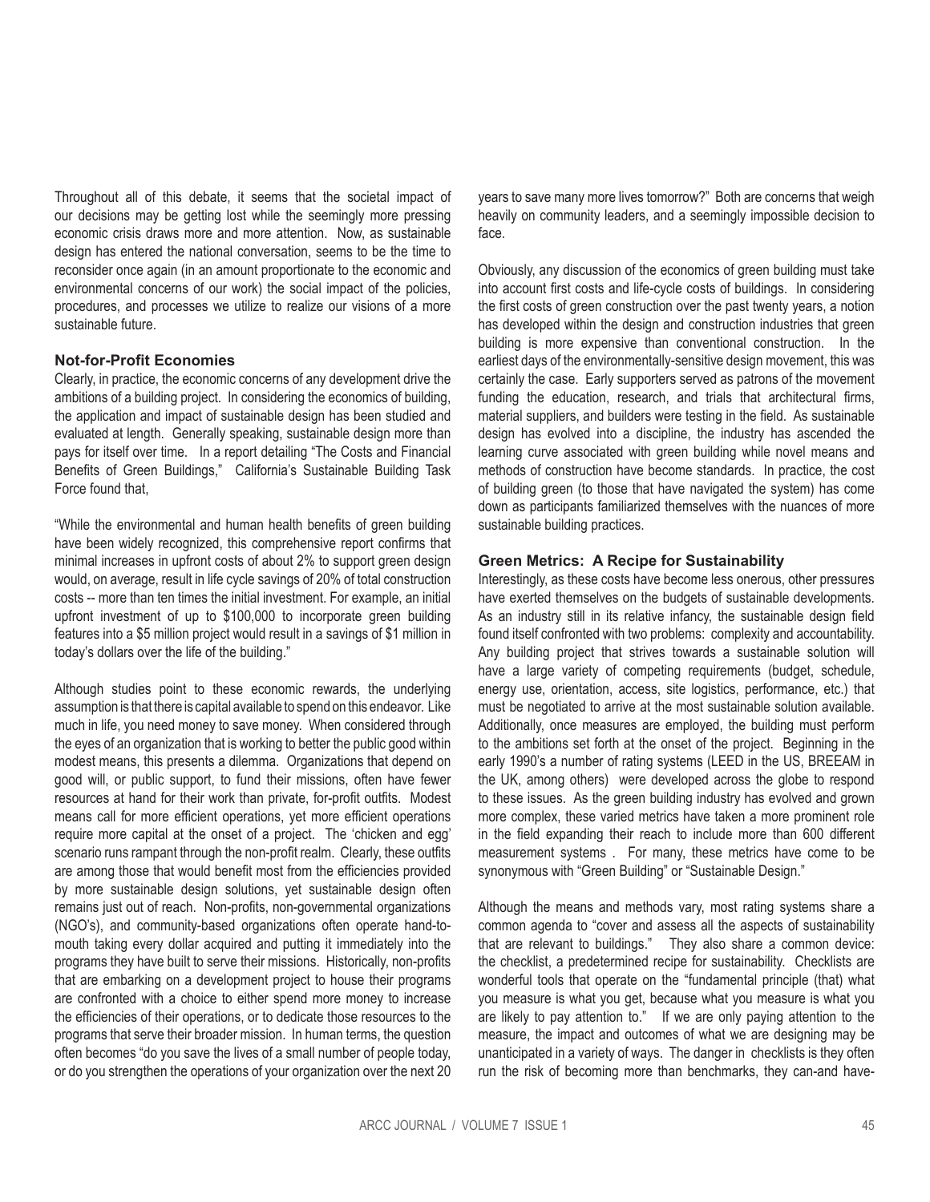Throughout all of this debate, it seems that the societal impact of our decisions may be getting lost while the seemingly more pressing economic crisis draws more and more attention. Now, as sustainable design has entered the national conversation, seems to be the time to reconsider once again (in an amount proportionate to the economic and environmental concerns of our work) the social impact of the policies, procedures, and processes we utilize to realize our visions of a more sustainable future.

### Not-for-Profit Economies

Clearly, in practice, the economic concerns of any development drive the ambitions of a building project. In considering the economics of building, the application and impact of sustainable design has been studied and evaluated at length. Generally speaking, sustainable design more than pays for itself over time. In a report detailing "The Costs and Financial Benefits of Green Buildings," California's Sustainable Building Task Force found that,

"While the environmental and human health benefits of green building have been widely recognized, this comprehensive report confirms that minimal increases in upfront costs of about 2% to support green design would, on average, result in life cycle savings of 20% of total construction costs -- more than ten times the initial investment. For example, an initial upfront investment of up to $100,000 to incorporate green building features into a $5 million project would result in a savings of $1 million in today's dollars over the life of the building."

Although studies point to these economic rewards, the underlying assumption is that there is capital available to spend on this endeavor. Like much in life, you need money to save money. When considered through the eyes of an organization that is working to better the public good within modest means, this presents a dilemma. Organizations that depend on good will, or public support, to fund their missions, often have fewer resources at hand for their work than private, for-profit outfits. Modest means call for more efficient operations, yet more efficient operations require more capital at the onset of a project. The 'chicken and egg' scenario runs rampant through the non-profit realm. Clearly, these outfits are among those that would benefit most from the efficiencies provided by more sustainable design solutions, yet sustainable design often remains just out of reach. Non-profits, non-governmental organizations (NGO's), and community-based organizations often operate hand-to-mouth taking every dollar acquired and putting it immediately into the programs they have built to serve their missions. Historically, non-profits that are embarking on a development project to house their programs are confronted with a choice to either spend more money to increase the efficiencies of their operations, or to dedicate those resources to the programs that serve their broader mission. In human terms, the question often becomes "do you save the lives of a small number of people today, or do you strengthen the operations of your organization over the next 20 years to save many more lives tomorrow?" Both are concerns that weigh heavily on community leaders, and a seemingly impossible decision to face.

Obviously, any discussion of the economics of green building must take into account first costs and life-cycle costs of buildings. In considering the first costs of green construction over the past twenty years, a notion has developed within the design and construction industries that green building is more expensive than conventional construction. In the earliest days of the environmentally-sensitive design movement, this was certainly the case. Early supporters served as patrons of the movement funding the education, research, and trials that architectural firms, material suppliers, and builders were testing in the field. As sustainable design has evolved into a discipline, the industry has ascended the learning curve associated with green building while novel means and methods of construction have become standards. In practice, the cost of building green (to those that have navigated the system) has come down as participants familiarized themselves with the nuances of more sustainable building practices.

### Green Metrics: A Recipe for Sustainability

Interestingly, as these costs have become less onerous, other pressures have exerted themselves on the budgets of sustainable developments. As an industry still in its relative infancy, the sustainable design field found itself confronted with two problems: complexity and accountability. Any building project that strives towards a sustainable solution will have a large variety of competing requirements (budget, schedule, energy use, orientation, access, site logistics, performance, etc.) that must be negotiated to arrive at the most sustainable solution available. Additionally, once measures are employed, the building must perform to the ambitions set forth at the onset of the project. Beginning in the early 1990's a number of rating systems (LEED in the US, BREEAM in the UK, among others) were developed across the globe to respond to these issues. As the green building industry has evolved and grown more complex, these varied metrics have taken a more prominent role in the field expanding their reach to include more than 600 different measurement systems . For many, these metrics have come to be synonymous with "Green Building" or "Sustainable Design."

Although the means and methods vary, most rating systems share a common agenda to "cover and assess all the aspects of sustainability that are relevant to buildings." They also share a common device: the checklist, a predetermined recipe for sustainability. Checklists are wonderful tools that operate on the "fundamental principle (that) what you measure is what you get, because what you measure is what you are likely to pay attention to." If we are only paying attention to the measure, the impact and outcomes of what we are designing may be unanticipated in a variety of ways. The danger in checklists is they often run the risk of becoming more than benchmarks, they can-and have-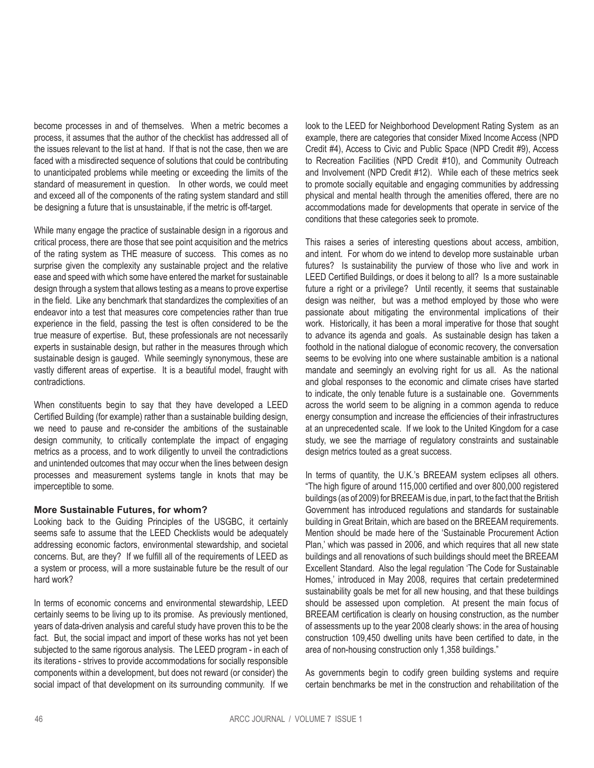become processes in and of themselves. When a metric becomes a process, it assumes that the author of the checklist has addressed all of the issues relevant to the list at hand. If that is not the case, then we are faced with a misdirected sequence of solutions that could be contributing to unanticipated problems while meeting or exceeding the limits of the standard of measurement in question. In other words, we could meet and exceed all of the components of the rating system standard and still be designing a future that is unsustainable, if the metric is off-target.

While many engage the practice of sustainable design in a rigorous and critical process, there are those that see point acquisition and the metrics of the rating system as THE measure of success. This comes as no surprise given the complexity any sustainable project and the relative ease and speed with which some have entered the market for sustainable design through a system that allows testing as a means to prove expertise in the field. Like any benchmark that standardizes the complexities of an endeavor into a test that measures core competencies rather than true experience in the field, passing the test is often considered to be the true measure of expertise. But, these professionals are not necessarily experts in sustainable design, but rather in the measures through which sustainable design is gauged. While seemingly synonymous, these are vastly different areas of expertise. It is a beautiful model, fraught with contradictions.

When constituents begin to say that they have developed a LEED Certified Building (for example) rather than a sustainable building design, we need to pause and re-consider the ambitions of the sustainable design community, to critically contemplate the impact of engaging metrics as a process, and to work diligently to unveil the contradictions and unintended outcomes that may occur when the lines between design processes and measurement systems tangle in knots that may be imperceptible to some.

### More Sustainable Futures, for whom?

Looking back to the Guiding Principles of the USGBC, it certainly seems safe to assume that the LEED Checklists would be adequately addressing economic factors, environmental stewardship, and societal concerns. But, are they? If we fulfill all of the requirements of LEED as a system or process, will a more sustainable future be the result of our hard work?

In terms of economic concerns and environmental stewardship, LEED certainly seems to be living up to its promise. As previously mentioned, years of data-driven analysis and careful study have proven this to be the fact. But, the social impact and import of these works has not yet been subjected to the same rigorous analysis. The LEED program - in each of its iterations - strives to provide accommodations for socially responsible components within a development, but does not reward (or consider) the social impact of that development on its surrounding community. If we look to the LEED for Neighborhood Development Rating System as an example, there are categories that consider Mixed Income Access (NPD Credit #4), Access to Civic and Public Space (NPD Credit #9), Access to Recreation Facilities (NPD Credit #10), and Community Outreach and Involvement (NPD Credit #12). While each of these metrics seek to promote socially equitable and engaging communities by addressing physical and mental health through the amenities offered, there are no accommodations made for developments that operate in service of the conditions that these categories seek to promote.

This raises a series of interesting questions about access, ambition, and intent. For whom do we intend to develop more sustainable urban futures? Is sustainability the purview of those who live and work in LEED Certified Buildings, or does it belong to all? Is a more sustainable future a right or a privilege? Until recently, it seems that sustainable design was neither, but was a method employed by those who were passionate about mitigating the environmental implications of their work. Historically, it has been a moral imperative for those that sought to advance its agenda and goals. As sustainable design has taken a foothold in the national dialogue of economic recovery, the conversation seems to be evolving into one where sustainable ambition is a national mandate and seemingly an evolving right for us all. As the national and global responses to the economic and climate crises have started to indicate, the only tenable future is a sustainable one. Governments across the world seem to be aligning in a common agenda to reduce energy consumption and increase the efficiencies of their infrastructures at an unprecedented scale. If we look to the United Kingdom for a case study, we see the marriage of regulatory constraints and sustainable design metrics touted as a great success.

In terms of quantity, the U.K.'s BREEAM system eclipses all others. "The high figure of around 115,000 certified and over 800,000 registered buildings (as of 2009) for BREEAM is due, in part, to the fact that the British Government has introduced regulations and standards for sustainable building in Great Britain, which are based on the BREEAM requirements. Mention should be made here of the 'Sustainable Procurement Action Plan,' which was passed in 2006, and which requires that all new state buildings and all renovations of such buildings should meet the BREEAM Excellent Standard. Also the legal regulation 'The Code for Sustainable Homes,' introduced in May 2008, requires that certain predetermined sustainability goals be met for all new housing, and that these buildings should be assessed upon completion. At present the main focus of BREEAM certification is clearly on housing construction, as the number of assessments up to the year 2008 clearly shows: in the area of housing construction 109,450 dwelling units have been certified to date, in the area of non-housing construction only 1,358 buildings."

As governments begin to codify green building systems and require certain benchmarks be met in the construction and rehabilitation of the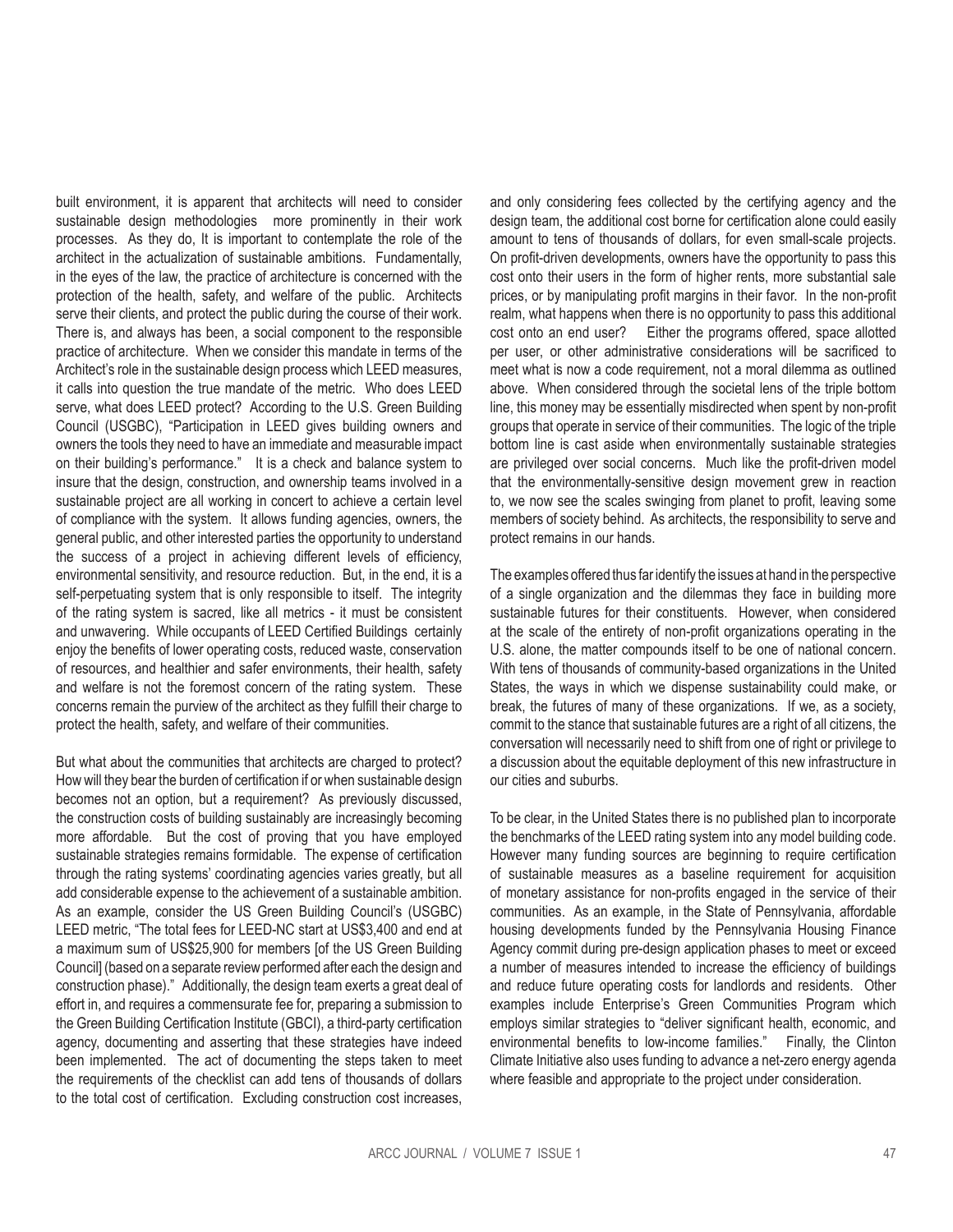built environment, it is apparent that architects will need to consider sustainable design methodologies more prominently in their work processes. As they do, It is important to contemplate the role of the architect in the actualization of sustainable ambitions. Fundamentally, in the eyes of the law, the practice of architecture is concerned with the protection of the health, safety, and welfare of the public. Architects serve their clients, and protect the public during the course of their work. There is, and always has been, a social component to the responsible practice of architecture. When we consider this mandate in terms of the Architect's role in the sustainable design process which LEED measures, it calls into question the true mandate of the metric. Who does LEED serve, what does LEED protect? According to the U.S. Green Building Council (USGBC), "Participation in LEED gives building owners and owners the tools they need to have an immediate and measurable impact on their building's performance." It is a check and balance system to insure that the design, construction, and ownership teams involved in a sustainable project are all working in concert to achieve a certain level of compliance with the system. It allows funding agencies, owners, the general public, and other interested parties the opportunity to understand the success of a project in achieving different levels of efficiency, environmental sensitivity, and resource reduction. But, in the end, it is a self-perpetuating system that is only responsible to itself. The integrity of the rating system is sacred, like all metrics - it must be consistent and unwavering. While occupants of LEED Certified Buildings certainly enjoy the benefits of lower operating costs, reduced waste, conservation of resources, and healthier and safer environments, their health, safety and welfare is not the foremost concern of the rating system. These concerns remain the purview of the architect as they fulfill their charge to protect the health, safety, and welfare of their communities.

But what about the communities that architects are charged to protect? How will they bear the burden of certification if or when sustainable design becomes not an option, but a requirement? As previously discussed, the construction costs of building sustainably are increasingly becoming more affordable. But the cost of proving that you have employed sustainable strategies remains formidable. The expense of certification through the rating systems' coordinating agencies varies greatly, but all add considerable expense to the achievement of a sustainable ambition. As an example, consider the US Green Building Council's (USGBC) LEED metric, "The total fees for LEED-NC start at US$3,400 and end at a maximum sum of US$25,900 for members [of the US Green Building Council] (based on a separate review performed after each the design and construction phase)." Additionally, the design team exerts a great deal of effort in, and requires a commensurate fee for, preparing a submission to the Green Building Certification Institute (GBCI), a third-party certification agency, documenting and asserting that these strategies have indeed been implemented. The act of documenting the steps taken to meet the requirements of the checklist can add tens of thousands of dollars to the total cost of certification. Excluding construction cost increases, and only considering fees collected by the certifying agency and the design team, the additional cost borne for certification alone could easily amount to tens of thousands of dollars, for even small-scale projects. On profit-driven developments, owners have the opportunity to pass this cost onto their users in the form of higher rents, more substantial sale prices, or by manipulating profit margins in their favor. In the non-profit realm, what happens when there is no opportunity to pass this additional cost onto an end user? Either the programs offered, space allotted per user, or other administrative considerations will be sacrificed to meet what is now a code requirement, not a moral dilemma as outlined above. When considered through the societal lens of the triple bottom line, this money may be essentially misdirected when spent by non-profit groups that operate in service of their communities. The logic of the triple bottom line is cast aside when environmentally sustainable strategies are privileged over social concerns. Much like the profit-driven model that the environmentally-sensitive design movement grew in reaction to, we now see the scales swinging from planet to profit, leaving some members of society behind. As architects, the responsibility to serve and protect remains in our hands.

The examples offered thus far identify the issues at hand in the perspective of a single organization and the dilemmas they face in building more sustainable futures for their constituents. However, when considered at the scale of the entirety of non-profit organizations operating in the U.S. alone, the matter compounds itself to be one of national concern. With tens of thousands of community-based organizations in the United States, the ways in which we dispense sustainability could make, or break, the futures of many of these organizations. If we, as a society, commit to the stance that sustainable futures are a right of all citizens, the conversation will necessarily need to shift from one of right or privilege to a discussion about the equitable deployment of this new infrastructure in our cities and suburbs.

To be clear, in the United States there is no published plan to incorporate the benchmarks of the LEED rating system into any model building code. However many funding sources are beginning to require certification of sustainable measures as a baseline requirement for acquisition of monetary assistance for non-profits engaged in the service of their communities. As an example, in the State of Pennsylvania, affordable housing developments funded by the Pennsylvania Housing Finance Agency commit during pre-design application phases to meet or exceed a number of measures intended to increase the efficiency of buildings and reduce future operating costs for landlords and residents. Other examples include Enterprise's Green Communities Program which employs similar strategies to "deliver significant health, economic, and environmental benefits to low-income families." Finally, the Clinton Climate Initiative also uses funding to advance a net-zero energy agenda where feasible and appropriate to the project under consideration.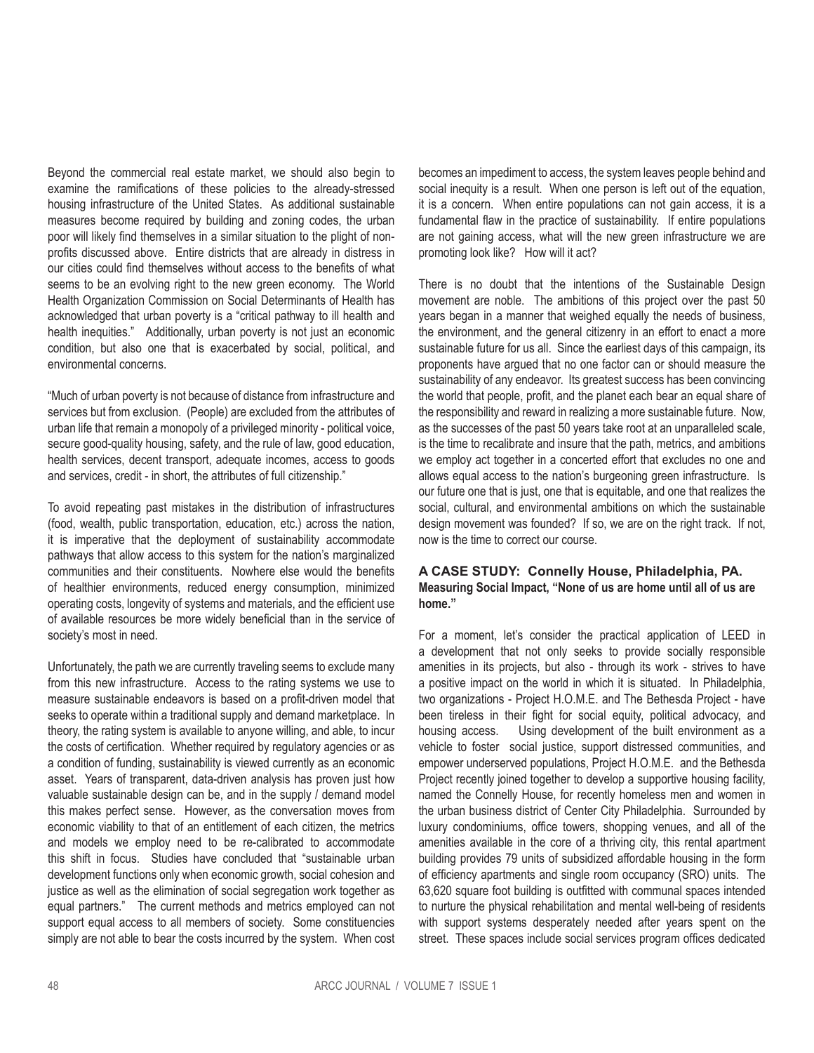Beyond the commercial real estate market, we should also begin to examine the ramifications of these policies to the already-stressed housing infrastructure of the United States. As additional sustainable measures become required by building and zoning codes, the urban poor will likely find themselves in a similar situation to the plight of non-profits discussed above. Entire districts that are already in distress in our cities could find themselves without access to the benefits of what seems to be an evolving right to the new green economy. The World Health Organization Commission on Social Determinants of Health has acknowledged that urban poverty is a "critical pathway to ill health and health inequities." Additionally, urban poverty is not just an economic condition, but also one that is exacerbated by social, political, and environmental concerns.

"Much of urban poverty is not because of distance from infrastructure and services but from exclusion. (People) are excluded from the attributes of urban life that remain a monopoly of a privileged minority - political voice, secure good-quality housing, safety, and the rule of law, good education, health services, decent transport, adequate incomes, access to goods and services, credit - in short, the attributes of full citizenship."

To avoid repeating past mistakes in the distribution of infrastructures (food, wealth, public transportation, education, etc.) across the nation, it is imperative that the deployment of sustainability accommodate pathways that allow access to this system for the nation's marginalized communities and their constituents. Nowhere else would the benefits of healthier environments, reduced energy consumption, minimized operating costs, longevity of systems and materials, and the efficient use of available resources be more widely beneficial than in the service of society's most in need.

Unfortunately, the path we are currently traveling seems to exclude many from this new infrastructure. Access to the rating systems we use to measure sustainable endeavors is based on a profit-driven model that seeks to operate within a traditional supply and demand marketplace. In theory, the rating system is available to anyone willing, and able, to incur the costs of certification. Whether required by regulatory agencies or as a condition of funding, sustainability is viewed currently as an economic asset. Years of transparent, data-driven analysis has proven just how valuable sustainable design can be, and in the supply / demand model this makes perfect sense. However, as the conversation moves from economic viability to that of an entitlement of each citizen, the metrics and models we employ need to be re-calibrated to accommodate this shift in focus. Studies have concluded that "sustainable urban development functions only when economic growth, social cohesion and justice as well as the elimination of social segregation work together as equal partners." The current methods and metrics employed can not support equal access to all members of society. Some constituencies simply are not able to bear the costs incurred by the system. When cost becomes an impediment to access, the system leaves people behind and social inequity is a result. When one person is left out of the equation, it is a concern. When entire populations can not gain access, it is a fundamental flaw in the practice of sustainability. If entire populations are not gaining access, what will the new green infrastructure we are promoting look like? How will it act?

There is no doubt that the intentions of the Sustainable Design movement are noble. The ambitions of this project over the past 50 years began in a manner that weighed equally the needs of business, the environment, and the general citizenry in an effort to enact a more sustainable future for us all. Since the earliest days of this campaign, its proponents have argued that no one factor can or should measure the sustainability of any endeavor. Its greatest success has been convincing the world that people, profit, and the planet each bear an equal share of the responsibility and reward in realizing a more sustainable future. Now, as the successes of the past 50 years take root at an unparalleled scale, is the time to recalibrate and insure that the path, metrics, and ambitions we employ act together in a concerted effort that excludes no one and allows equal access to the nation's burgeoning green infrastructure. Is our future one that is just, one that is equitable, and one that realizes the social, cultural, and environmental ambitions on which the sustainable design movement was founded? If so, we are on the right track. If not, now is the time to correct our course.

### A CASE STUDY: Connelly House, Philadelphia, PA.

**Measuring Social Impact, "None of us are home until all of us are home."**

For a moment, let's consider the practical application of LEED in a development that not only seeks to provide socially responsible amenities in its projects, but also - through its work - strives to have a positive impact on the world in which it is situated. In Philadelphia, two organizations - Project H.O.M.E. and The Bethesda Project - have been tireless in their fight for social equity, political advocacy, and housing access. Using development of the built environment as a vehicle to foster social justice, support distressed communities, and empower underserved populations, Project H.O.M.E. and the Bethesda Project recently joined together to develop a supportive housing facility, named the Connelly House, for recently homeless men and women in the urban business district of Center City Philadelphia. Surrounded by luxury condominiums, office towers, shopping venues, and all of the amenities available in the core of a thriving city, this rental apartment building provides 79 units of subsidized affordable housing in the form of efficiency apartments and single room occupancy (SRO) units. The 63,620 square foot building is outfitted with communal spaces intended to nurture the physical rehabilitation and mental well-being of residents with support systems desperately needed after years spent on the street. These spaces include social services program offices dedicated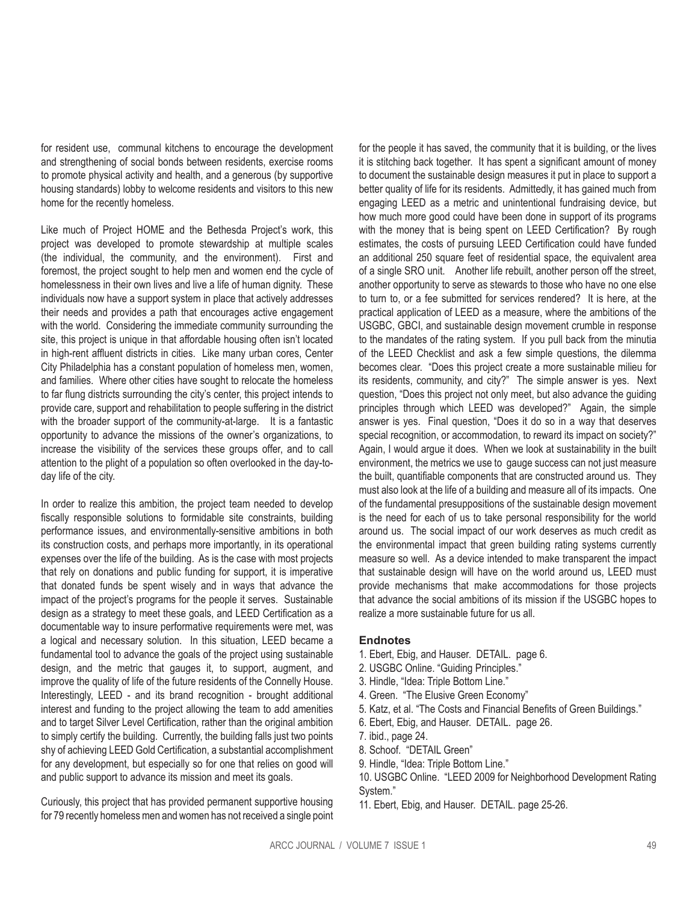for resident use, communal kitchens to encourage the development and strengthening of social bonds between residents, exercise rooms to promote physical activity and health, and a generous (by supportive housing standards) lobby to welcome residents and visitors to this new home for the recently homeless.

Like much of Project HOME and the Bethesda Project's work, this project was developed to promote stewardship at multiple scales (the individual, the community, and the environment). First and foremost, the project sought to help men and women end the cycle of homelessness in their own lives and live a life of human dignity. These individuals now have a support system in place that actively addresses their needs and provides a path that encourages active engagement with the world. Considering the immediate community surrounding the site, this project is unique in that affordable housing often isn't located in high-rent affluent districts in cities. Like many urban cores, Center City Philadelphia has a constant population of homeless men, women, and families. Where other cities have sought to relocate the homeless to far flung districts surrounding the city's center, this project intends to provide care, support and rehabilitation to people suffering in the district with the broader support of the community-at-large. It is a fantastic opportunity to advance the missions of the owner's organizations, to increase the visibility of the services these groups offer, and to call attention to the plight of a population so often overlooked in the day-to-day life of the city.

In order to realize this ambition, the project team needed to develop fiscally responsible solutions to formidable site constraints, building performance issues, and environmentally-sensitive ambitions in both its construction costs, and perhaps more importantly, in its operational expenses over the life of the building. As is the case with most projects that rely on donations and public funding for support, it is imperative that donated funds be spent wisely and in ways that advance the impact of the project's programs for the people it serves. Sustainable design as a strategy to meet these goals, and LEED Certification as a documentable way to insure performative requirements were met, was a logical and necessary solution. In this situation, LEED became a fundamental tool to advance the goals of the project using sustainable design, and the metric that gauges it, to support, augment, and improve the quality of life of the future residents of the Connelly House. Interestingly, LEED - and its brand recognition - brought additional interest and funding to the project allowing the team to add amenities and to target Silver Level Certification, rather than the original ambition to simply certify the building. Currently, the building falls just two points shy of achieving LEED Gold Certification, a substantial accomplishment for any development, but especially so for one that relies on good will and public support to advance its mission and meet its goals.

Curiously, this project that has provided permanent supportive housing for 79 recently homeless men and women has not received a single point for the people it has saved, the community that it is building, or the lives it is stitching back together. It has spent a significant amount of money to document the sustainable design measures it put in place to support a better quality of life for its residents. Admittedly, it has gained much from engaging LEED as a metric and unintentional fundraising device, but how much more good could have been done in support of its programs with the money that is being spent on LEED Certification? By rough estimates, the costs of pursuing LEED Certification could have funded an additional 250 square feet of residential space, the equivalent area of a single SRO unit. Another life rebuilt, another person off the street, another opportunity to serve as stewards to those who have no one else to turn to, or a fee submitted for services rendered? It is here, at the practical application of LEED as a measure, where the ambitions of the USGBC, GBCI, and sustainable design movement crumble in response to the mandates of the rating system. If you pull back from the minutia of the LEED Checklist and ask a few simple questions, the dilemma becomes clear. "Does this project create a more sustainable milieu for its residents, community, and city?" The simple answer is yes. Next question, "Does this project not only meet, but also advance the guiding principles through which LEED was developed?" Again, the simple answer is yes. Final question, "Does it do so in a way that deserves special recognition, or accommodation, to reward its impact on society?" Again, I would argue it does. When we look at sustainability in the built environment, the metrics we use to gauge success can not just measure the built, quantifiable components that are constructed around us. They must also look at the life of a building and measure all of its impacts. One of the fundamental presuppositions of the sustainable design movement is the need for each of us to take personal responsibility for the world around us. The social impact of our work deserves as much credit as the environmental impact that green building rating systems currently measure so well. As a device intended to make transparent the impact that sustainable design will have on the world around us, LEED must provide mechanisms that make accommodations for those projects that advance the social ambitions of its mission if the USGBC hopes to realize a more sustainable future for us all.

### Endnotes

1. Ebert, Ebig, and Hauser. DETAIL. page 6.
2. USGBC Online. "Guiding Principles."
3. Hindle, "Idea: Triple Bottom Line."
4. Green. "The Elusive Green Economy"
5. Katz, et al. "The Costs and Financial Benefits of Green Buildings."
6. Ebert, Ebig, and Hauser. DETAIL. page 26.
7. ibid., page 24.
8. Schoof. "DETAIL Green"
9. Hindle, "Idea: Triple Bottom Line."
10. USGBC Online. "LEED 2009 for Neighborhood Development Rating System."
11. Ebert, Ebig, and Hauser. DETAIL. page 25-26.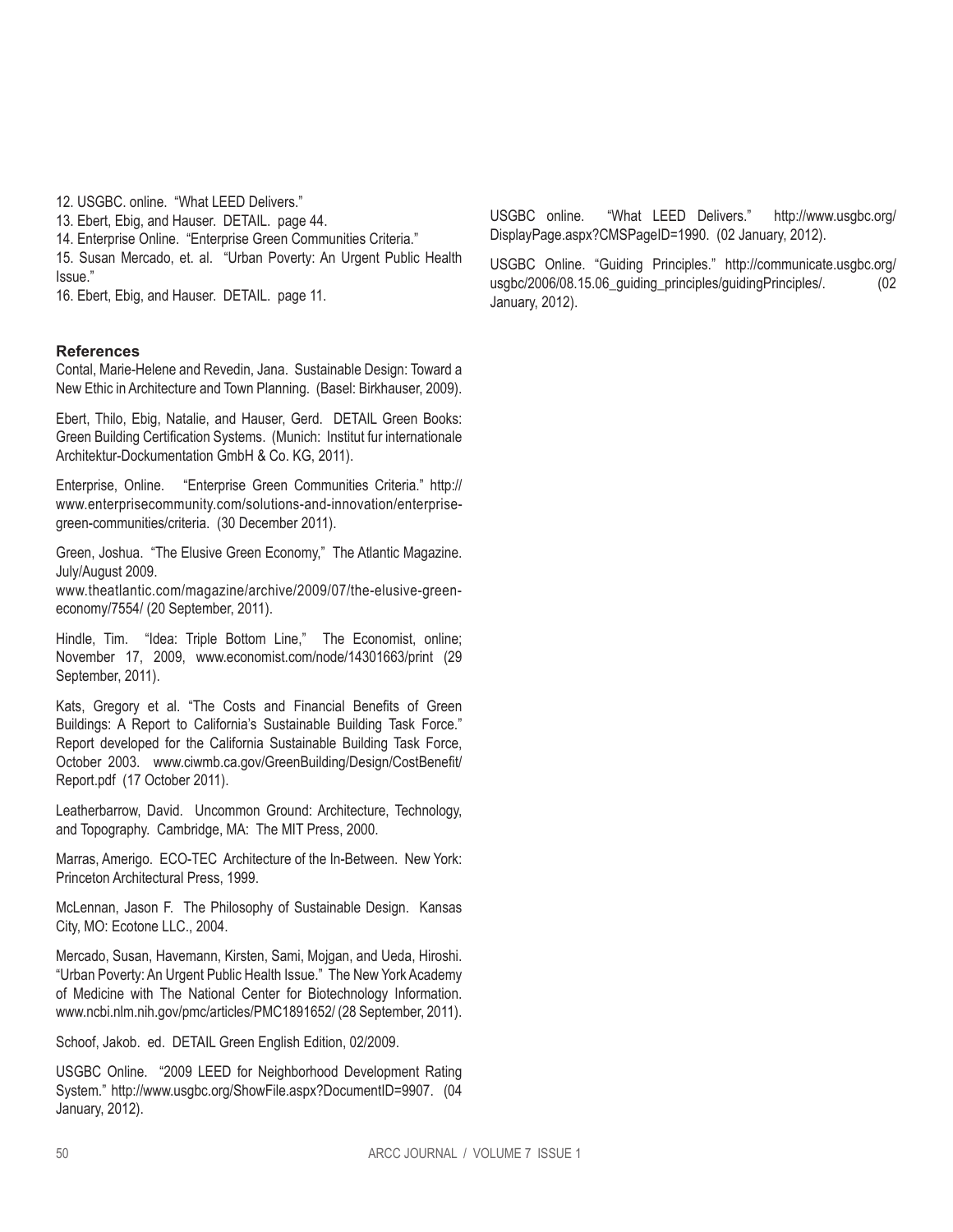12. USGBC. online. "What LEED Delivers."
13. Ebert, Ebig, and Hauser. DETAIL. page 44.
14. Enterprise Online. "Enterprise Green Communities Criteria."
15. Susan Mercado, et. al. "Urban Poverty: An Urgent Public Health Issue."
16. Ebert, Ebig, and Hauser. DETAIL. page 11.

### References

Contal, Marie-Helene and Revedin, Jana. Sustainable Design: Toward a New Ethic in Architecture and Town Planning. (Basel: Birkhauser, 2009).

Ebert, Thilo, Ebig, Natalie, and Hauser, Gerd. DETAIL Green Books: Green Building Certification Systems. (Munich: Institut fur internationale Architektur-Dockumentation GmbH & Co. KG, 2011).

Enterprise, Online. "Enterprise Green Communities Criteria." http://www.enterprisecommunity.com/solutions-and-innovation/enterprise-green-communities/criteria. (30 December 2011).

Green, Joshua. "The Elusive Green Economy," The Atlantic Magazine. July/August 2009. www.theatlantic.com/magazine/archive/2009/07/the-elusive-green-economy/7554/ (20 September, 2011).

Hindle, Tim. "Idea: Triple Bottom Line," The Economist, online; November 17, 2009, www.economist.com/node/14301663/print (29 September, 2011).

Kats, Gregory et al. "The Costs and Financial Benefits of Green Buildings: A Report to California's Sustainable Building Task Force." Report developed for the California Sustainable Building Task Force, October 2003. www.ciwmb.ca.gov/GreenBuilding/Design/CostBenefit/Report.pdf (17 October 2011).

Leatherbarrow, David. Uncommon Ground: Architecture, Technology, and Topography. Cambridge, MA: The MIT Press, 2000.

Marras, Amerigo. ECO-TEC Architecture of the In-Between. New York: Princeton Architectural Press, 1999.

McLennan, Jason F. The Philosophy of Sustainable Design. Kansas City, MO: Ecotone LLC., 2004.

Mercado, Susan, Havemann, Kirsten, Sami, Mojgan, and Ueda, Hiroshi. "Urban Poverty: An Urgent Public Health Issue." The New York Academy of Medicine with The National Center for Biotechnology Information. www.ncbi.nlm.nih.gov/pmc/articles/PMC1891652/ (28 September, 2011).

Schoof, Jakob. ed. DETAIL Green English Edition, 02/2009.

USGBC Online. "2009 LEED for Neighborhood Development Rating System." http://www.usgbc.org/ShowFile.aspx?DocumentID=9907. (04 January, 2012).

USGBC online. "What LEED Delivers." http://www.usgbc.org/DisplayPage.aspx?CMSPageID=1990. (02 January, 2012).

USGBC Online. "Guiding Principles." http://communicate.usgbc.org/usgbc/2006/08.15.06_guiding_principles/guidingPrinciples/. (02 January, 2012).